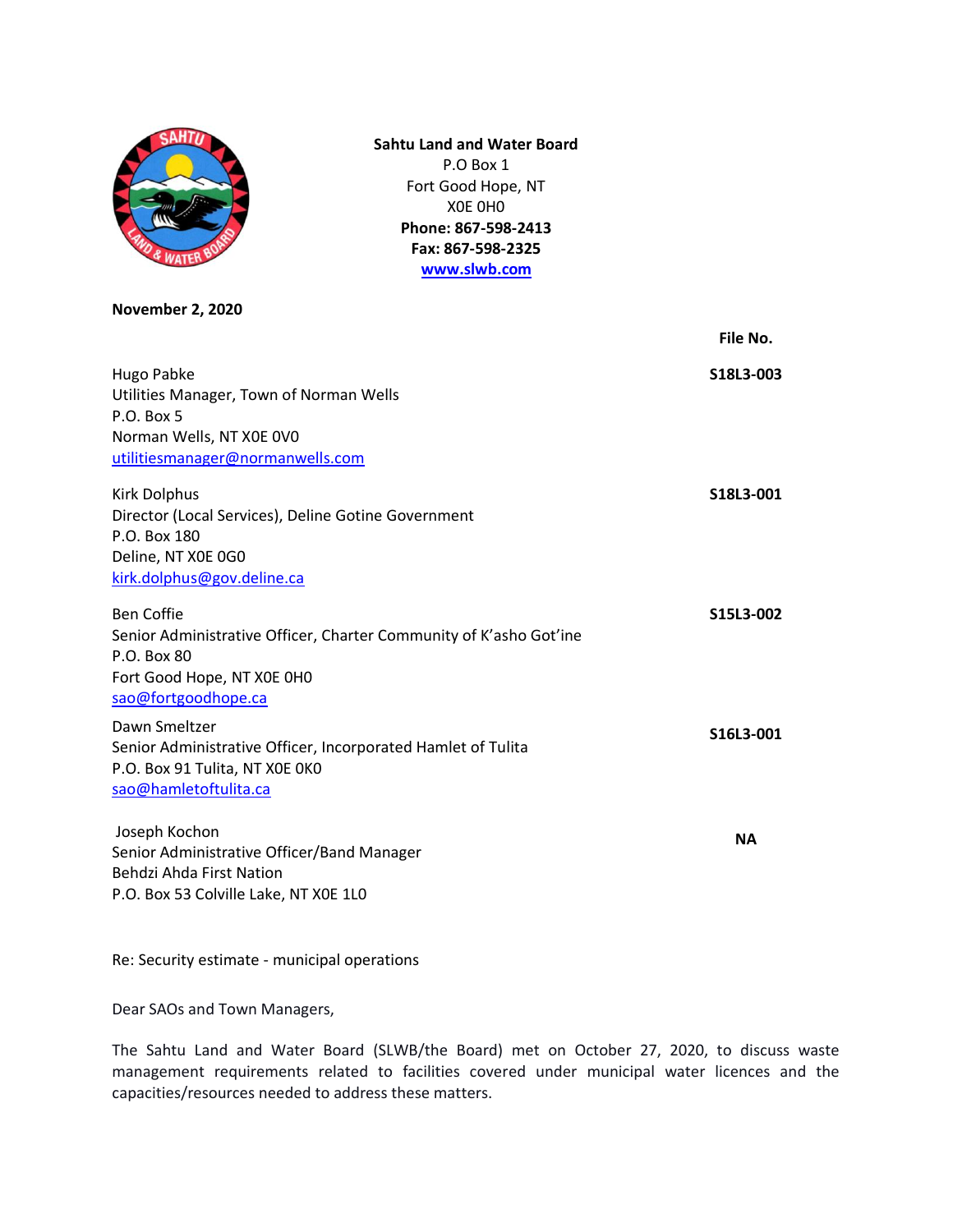**Sahtu Land and Water Board**
P.O Box 1
Fort Good Hope, NT
X0E 0H0
**Phone: 867-598-2413**
**Fax: 867-598-2325**
**www.slwb.com**

**November 2, 2020**

| | **File No.** |
|---|---|
| Hugo Pabke<br>Utilities Manager, Town of Norman Wells<br>P.O. Box 5<br>Norman Wells, NT X0E 0V0<br>utilitiesmanager@normanwells.com | **S18L3-003** |
| Kirk Dolphus<br>Director (Local Services), Deline Gotine Government<br>P.O. Box 180<br>Deline, NT X0E 0G0<br>kirk.dolphus@gov.deline.ca | **S18L3-001** |
| Ben Coffie<br>Senior Administrative Officer, Charter Community of K'asho Got'ine<br>P.O. Box 80<br>Fort Good Hope, NT X0E 0H0<br>sao@fortgoodhope.ca | **S15L3-002** |
| Dawn Smeltzer<br>Senior Administrative Officer, Incorporated Hamlet of Tulita<br>P.O. Box 91 Tulita, NT X0E 0K0<br>sao@hamletoftulita.ca | **S16L3-001** |
| Joseph Kochon<br>Senior Administrative Officer/Band Manager<br>Behdzi Ahda First Nation<br>P.O. Box 53 Colville Lake, NT X0E 1L0 | **NA** |

Re: Security estimate - municipal operations

Dear SAOs and Town Managers,

The Sahtu Land and Water Board (SLWB/the Board) met on October 27, 2020, to discuss waste management requirements related to facilities covered under municipal water licences and the capacities/resources needed to address these matters.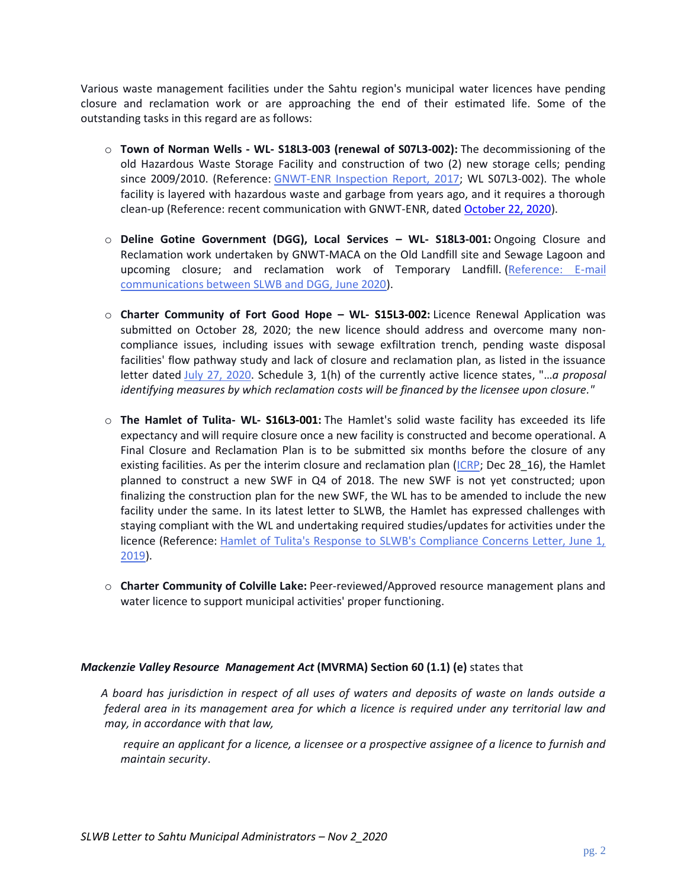Various waste management facilities under the Sahtu region's municipal water licences have pending closure and reclamation work or are approaching the end of their estimated life. Some of the outstanding tasks in this regard are as follows:

- **Town of Norman Wells - WL- S18L3-003 (renewal of S07L3-002):** The decommissioning of the old Hazardous Waste Storage Facility and construction of two (2) new storage cells; pending since 2009/2010. (Reference: GNWT-ENR Inspection Report, 2017; WL S07L3-002). The whole facility is layered with hazardous waste and garbage from years ago, and it requires a thorough clean-up (Reference: recent communication with GNWT-ENR, dated October 22, 2020).

- **Deline Gotine Government (DGG), Local Services – WL- S18L3-001:** Ongoing Closure and Reclamation work undertaken by GNWT-MACA on the Old Landfill site and Sewage Lagoon and upcoming closure; and reclamation work of Temporary Landfill. (Reference: E-mail communications between SLWB and DGG, June 2020).

- **Charter Community of Fort Good Hope – WL- S15L3-002:** Licence Renewal Application was submitted on October 28, 2020; the new licence should address and overcome many non-compliance issues, including issues with sewage exfiltration trench, pending waste disposal facilities' flow pathway study and lack of closure and reclamation plan, as listed in the issuance letter dated July 27, 2020. Schedule 3, 1(h) of the currently active licence states, "*…a proposal identifying measures by which reclamation costs will be financed by the licensee upon closure."*

- **The Hamlet of Tulita- WL- S16L3-001:** The Hamlet's solid waste facility has exceeded its life expectancy and will require closure once a new facility is constructed and become operational. A Final Closure and Reclamation Plan is to be submitted six months before the closure of any existing facilities. As per the interim closure and reclamation plan (ICRP; Dec 28_16), the Hamlet planned to construct a new SWF in Q4 of 2018. The new SWF is not yet constructed; upon finalizing the construction plan for the new SWF, the WL has to be amended to include the new facility under the same. In its latest letter to SLWB, the Hamlet has expressed challenges with staying compliant with the WL and undertaking required studies/updates for activities under the licence (Reference: Hamlet of Tulita's Response to SLWB's Compliance Concerns Letter, June 1, 2019).

- **Charter Community of Colville Lake:** Peer-reviewed/Approved resource management plans and water licence to support municipal activities' proper functioning.

***Mackenzie Valley Resource Management Act*** **(MVRMA) Section 60 (1.1) (e)** states that

> *A board has jurisdiction in respect of all uses of waters and deposits of waste on lands outside a federal area in its management area for which a licence is required under any territorial law and may, in accordance with that law,*
>
> *require an applicant for a licence, a licensee or a prospective assignee of a licence to furnish and maintain security*.

*SLWB Letter to Sahtu Municipal Administrators – Nov 2_2020*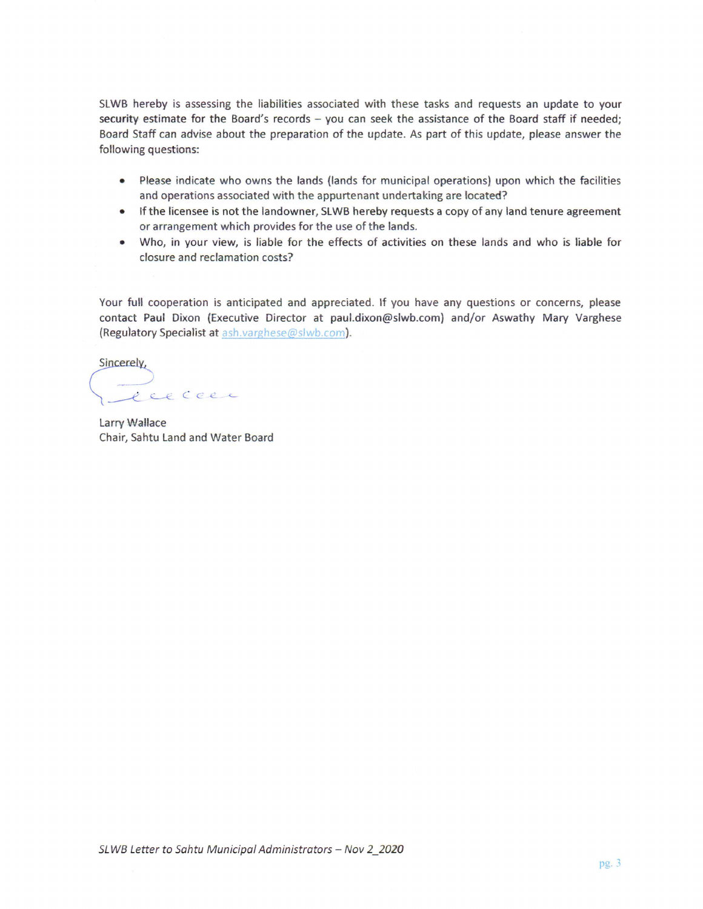SLWB hereby is assessing the liabilities associated with these tasks and requests an update to your security estimate for the Board's records – you can seek the assistance of the Board staff if needed; Board Staff can advise about the preparation of the update. As part of this update, please answer the following questions:

- Please indicate who owns the lands (lands for municipal operations) upon which the facilities and operations associated with the appurtenant undertaking are located?
- If the licensee is not the landowner, SLWB hereby requests a copy of any land tenure agreement or arrangement which provides for the use of the lands.
- Who, in your view, is liable for the effects of activities on these lands and who is liable for closure and reclamation costs?

Your full cooperation is anticipated and appreciated. If you have any questions or concerns, please contact Paul Dixon (Executive Director at paul.dixon@slwb.com) and/or Aswathy Mary Varghese (Regulatory Specialist at ash.varghese@slwb.com).

Sincerely,

Larry Wallace
Chair, Sahtu Land and Water Board